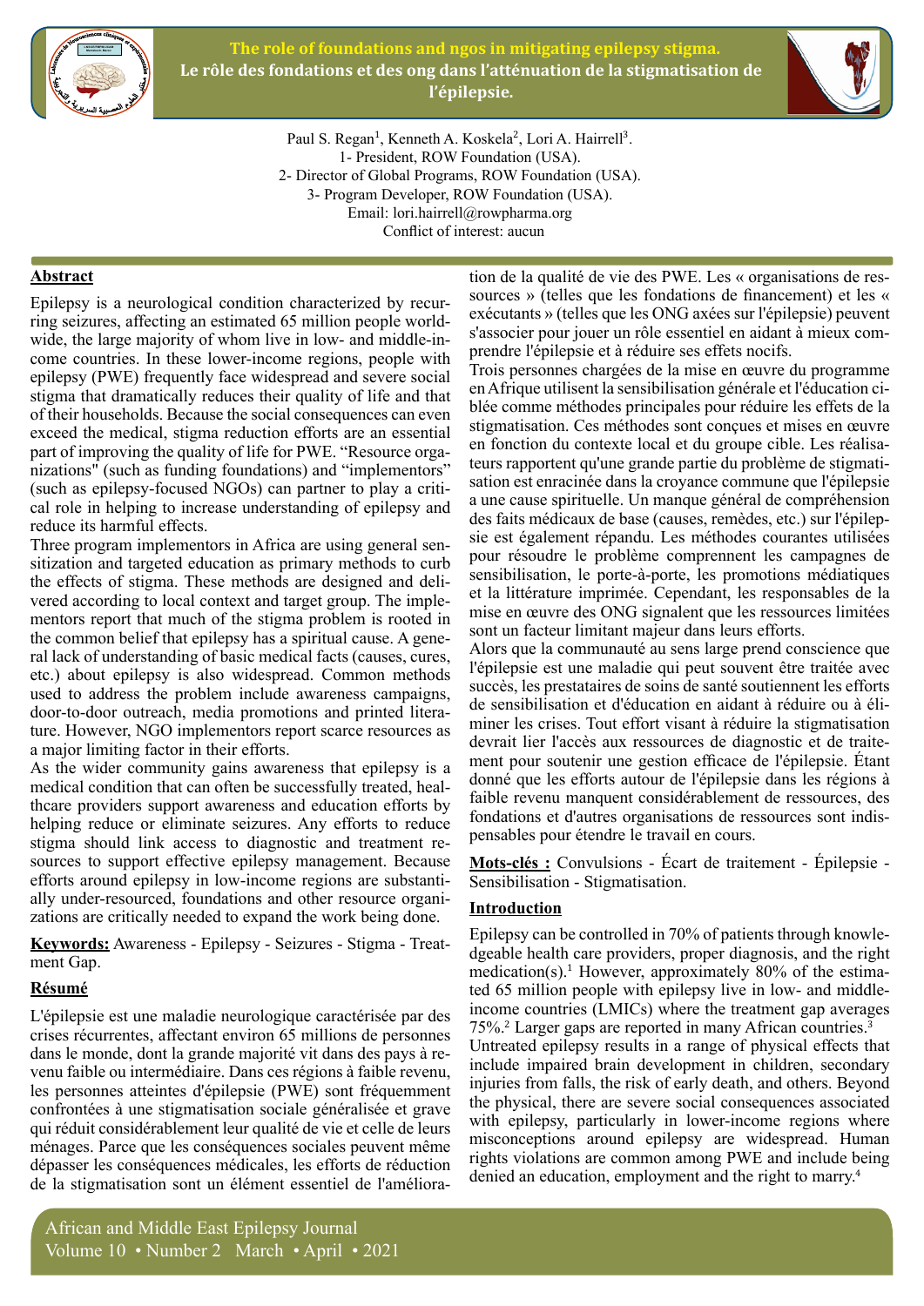# The role of foundations and ngos in mitigating epilepsy stigma.

# Le rôle des fondations et des ong dans l'atténuation de la stigmatisation de l'épilepsie.

Paul S. Regan[1], Kenneth A. Koskela[2], Lori A. Hairrell[3].
1- President, ROW Foundation (USA).
2- Director of Global Programs, ROW Foundation (USA).
3- Program Developer, ROW Foundation (USA).
Email: lori.hairrell@rowpharma.org
Conflict of interest: aucun

## Abstract

Epilepsy is a neurological condition characterized by recurring seizures, affecting an estimated 65 million people worldwide, the large majority of whom live in low- and middle-income countries. In these lower-income regions, people with epilepsy (PWE) frequently face widespread and severe social stigma that dramatically reduces their quality of life and that of their households. Because the social consequences can even exceed the medical, stigma reduction efforts are an essential part of improving the quality of life for PWE. "Resource organizations" (such as funding foundations) and "implementors" (such as epilepsy-focused NGOs) can partner to play a critical role in helping to increase understanding of epilepsy and reduce its harmful effects.

Three program implementors in Africa are using general sensitization and targeted education as primary methods to curb the effects of stigma. These methods are designed and delivered according to local context and target group. The implementors report that much of the stigma problem is rooted in the common belief that epilepsy has a spiritual cause. A general lack of understanding of basic medical facts (causes, cures, etc.) about epilepsy is also widespread. Common methods used to address the problem include awareness campaigns, door-to-door outreach, media promotions and printed literature. However, NGO implementors report scarce resources as a major limiting factor in their efforts.

As the wider community gains awareness that epilepsy is a medical condition that can often be successfully treated, healthcare providers support awareness and education efforts by helping reduce or eliminate seizures. Any efforts to reduce stigma should link access to diagnostic and treatment resources to support effective epilepsy management. Because efforts around epilepsy in low-income regions are substantially under-resourced, foundations and other resource organizations are critically needed to expand the work being done.

**Keywords:** Awareness - Epilepsy - Seizures - Stigma - Treatment Gap.

## Résumé

L'épilepsie est une maladie neurologique caractérisée par des crises récurrentes, affectant environ 65 millions de personnes dans le monde, dont la grande majorité vit dans des pays à revenu faible ou intermédiaire. Dans ces régions à faible revenu, les personnes atteintes d'épilepsie (PWE) sont fréquemment confrontées à une stigmatisation sociale généralisée et grave qui réduit considérablement leur qualité de vie et celle de leurs ménages. Parce que les conséquences sociales peuvent même dépasser les conséquences médicales, les efforts de réduction de la stigmatisation sont un élément essentiel de l'amélioration de la qualité de vie des PWE. Les « organisations de ressources » (telles que les fondations de financement) et les « exécutants » (telles que les ONG axées sur l'épilepsie) peuvent s'associer pour jouer un rôle essentiel en aidant à mieux comprendre l'épilepsie et à réduire ses effets nocifs.

Trois personnes chargées de la mise en œuvre du programme en Afrique utilisent la sensibilisation générale et l'éducation ciblée comme méthodes principales pour réduire les effets de la stigmatisation. Ces méthodes sont conçues et mises en œuvre en fonction du contexte local et du groupe cible. Les réalisateurs rapportent qu'une grande partie du problème de stigmatisation est enracinée dans la croyance commune que l'épilepsie a une cause spirituelle. Un manque général de compréhension des faits médicaux de base (causes, remèdes, etc.) sur l'épilepsie est également répandu. Les méthodes courantes utilisées pour résoudre le problème comprennent les campagnes de sensibilisation, le porte-à-porte, les promotions médiatiques et la littérature imprimée. Cependant, les responsables de la mise en œuvre des ONG signalent que les ressources limitées sont un facteur limitant majeur dans leurs efforts.

Alors que la communauté au sens large prend conscience que l'épilepsie est une maladie qui peut souvent être traitée avec succès, les prestataires de soins de santé soutiennent les efforts de sensibilisation et d'éducation en aidant à réduire ou à éliminer les crises. Tout effort visant à réduire la stigmatisation devrait lier l'accès aux ressources de diagnostic et de traitement pour soutenir une gestion efficace de l'épilepsie. Étant donné que les efforts autour de l'épilepsie dans les régions à faible revenu manquent considérablement de ressources, des fondations et d'autres organisations de ressources sont indispensables pour étendre le travail en cours.

**Mots-clés :** Convulsions - Écart de traitement - Épilepsie - Sensibilisation - Stigmatisation.

## Introduction

Epilepsy can be controlled in 70% of patients through knowledgeable health care providers, proper diagnosis, and the right medication(s).[1] However, approximately 80% of the estimated 65 million people with epilepsy live in low- and middle-income countries (LMICs) where the treatment gap averages 75%.[2] Larger gaps are reported in many African countries.[3]

Untreated epilepsy results in a range of physical effects that include impaired brain development in children, secondary injuries from falls, the risk of early death, and others. Beyond the physical, there are severe social consequences associated with epilepsy, particularly in lower-income regions where misconceptions around epilepsy are widespread. Human rights violations are common among PWE and include being denied an education, employment and the right to marry.[4]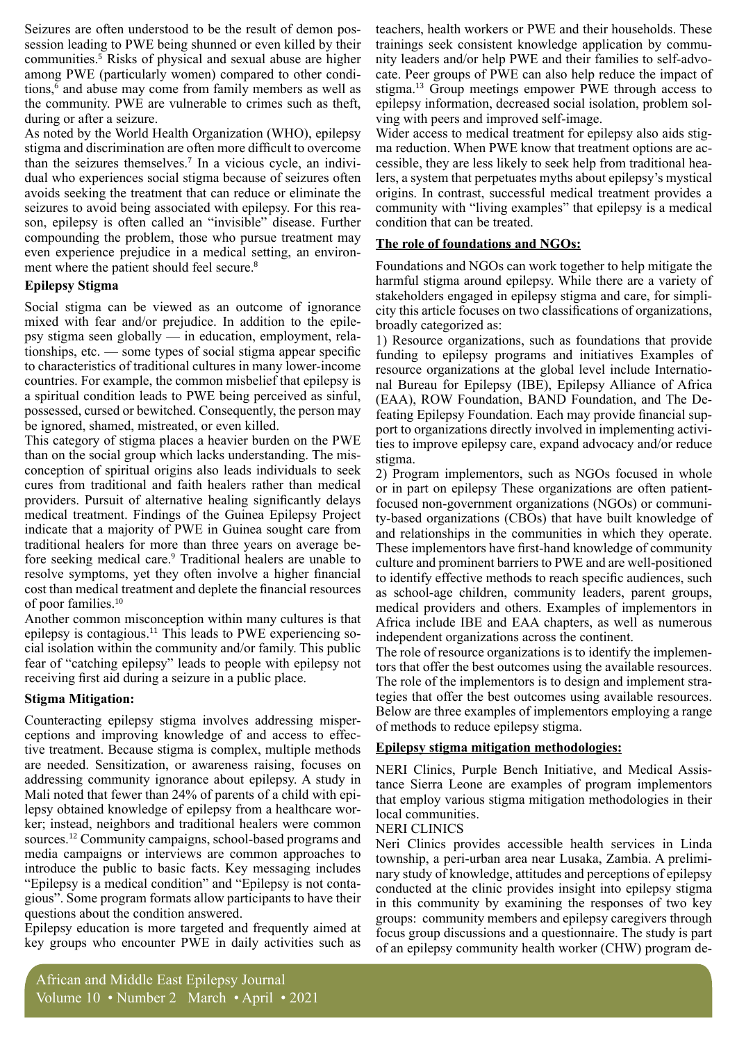Seizures are often understood to be the result of demon possession leading to PWE being shunned or even killed by their communities.[5] Risks of physical and sexual abuse are higher among PWE (particularly women) compared to other conditions,[6] and abuse may come from family members as well as the community. PWE are vulnerable to crimes such as theft, during or after a seizure.

As noted by the World Health Organization (WHO), epilepsy stigma and discrimination are often more difficult to overcome than the seizures themselves.[7] In a vicious cycle, an individual who experiences social stigma because of seizures often avoids seeking the treatment that can reduce or eliminate the seizures to avoid being associated with epilepsy. For this reason, epilepsy is often called an "invisible" disease. Further compounding the problem, those who pursue treatment may even experience prejudice in a medical setting, an environment where the patient should feel secure.[8]

### Epilepsy Stigma

Social stigma can be viewed as an outcome of ignorance mixed with fear and/or prejudice. In addition to the epilepsy stigma seen globally — in education, employment, relationships, etc. — some types of social stigma appear specific to characteristics of traditional cultures in many lower-income countries. For example, the common misbelief that epilepsy is a spiritual condition leads to PWE being perceived as sinful, possessed, cursed or bewitched. Consequently, the person may be ignored, shamed, mistreated, or even killed.

This category of stigma places a heavier burden on the PWE than on the social group which lacks understanding. The misconception of spiritual origins also leads individuals to seek cures from traditional and faith healers rather than medical providers. Pursuit of alternative healing significantly delays medical treatment. Findings of the Guinea Epilepsy Project indicate that a majority of PWE in Guinea sought care from traditional healers for more than three years on average before seeking medical care.[9] Traditional healers are unable to resolve symptoms, yet they often involve a higher financial cost than medical treatment and deplete the financial resources of poor families.[10]

Another common misconception within many cultures is that epilepsy is contagious.[11] This leads to PWE experiencing social isolation within the community and/or family. This public fear of "catching epilepsy" leads to people with epilepsy not receiving first aid during a seizure in a public place.

### Stigma Mitigation:

Counteracting epilepsy stigma involves addressing misperceptions and improving knowledge of and access to effective treatment. Because stigma is complex, multiple methods are needed. Sensitization, or awareness raising, focuses on addressing community ignorance about epilepsy. A study in Mali noted that fewer than 24% of parents of a child with epilepsy obtained knowledge of epilepsy from a healthcare worker; instead, neighbors and traditional healers were common sources.[12] Community campaigns, school-based programs and media campaigns or interviews are common approaches to introduce the public to basic facts. Key messaging includes "Epilepsy is a medical condition" and "Epilepsy is not contagious". Some program formats allow participants to have their questions about the condition answered.

Epilepsy education is more targeted and frequently aimed at key groups who encounter PWE in daily activities such as teachers, health workers or PWE and their households. These trainings seek consistent knowledge application by community leaders and/or help PWE and their families to self-advocate. Peer groups of PWE can also help reduce the impact of stigma.[13] Group meetings empower PWE through access to epilepsy information, decreased social isolation, problem solving with peers and improved self-image.

Wider access to medical treatment for epilepsy also aids stigma reduction. When PWE know that treatment options are accessible, they are less likely to seek help from traditional healers, a system that perpetuates myths about epilepsy's mystical origins. In contrast, successful medical treatment provides a community with "living examples" that epilepsy is a medical condition that can be treated.

### The role of foundations and NGOs:

Foundations and NGOs can work together to help mitigate the harmful stigma around epilepsy. While there are a variety of stakeholders engaged in epilepsy stigma and care, for simplicity this article focuses on two classifications of organizations, broadly categorized as:

1) Resource organizations, such as foundations that provide funding to epilepsy programs and initiatives Examples of resource organizations at the global level include International Bureau for Epilepsy (IBE), Epilepsy Alliance of Africa (EAA), ROW Foundation, BAND Foundation, and The Defeating Epilepsy Foundation. Each may provide financial support to organizations directly involved in implementing activities to improve epilepsy care, expand advocacy and/or reduce stigma.

2) Program implementors, such as NGOs focused in whole or in part on epilepsy These organizations are often patient-focused non-government organizations (NGOs) or community-based organizations (CBOs) that have built knowledge of and relationships in the communities in which they operate. These implementors have first-hand knowledge of community culture and prominent barriers to PWE and are well-positioned to identify effective methods to reach specific audiences, such as school-age children, community leaders, parent groups, medical providers and others. Examples of implementors in Africa include IBE and EAA chapters, as well as numerous independent organizations across the continent.

The role of resource organizations is to identify the implementors that offer the best outcomes using the available resources. The role of the implementors is to design and implement strategies that offer the best outcomes using available resources. Below are three examples of implementors employing a range of methods to reduce epilepsy stigma.

### Epilepsy stigma mitigation methodologies:

NERI Clinics, Purple Bench Initiative, and Medical Assistance Sierra Leone are examples of program implementors that employ various stigma mitigation methodologies in their local communities.

NERI CLINICS

Neri Clinics provides accessible health services in Linda township, a peri-urban area near Lusaka, Zambia. A preliminary study of knowledge, attitudes and perceptions of epilepsy conducted at the clinic provides insight into epilepsy stigma in this community by examining the responses of two key groups: community members and epilepsy caregivers through focus group discussions and a questionnaire. The study is part of an epilepsy community health worker (CHW) program de-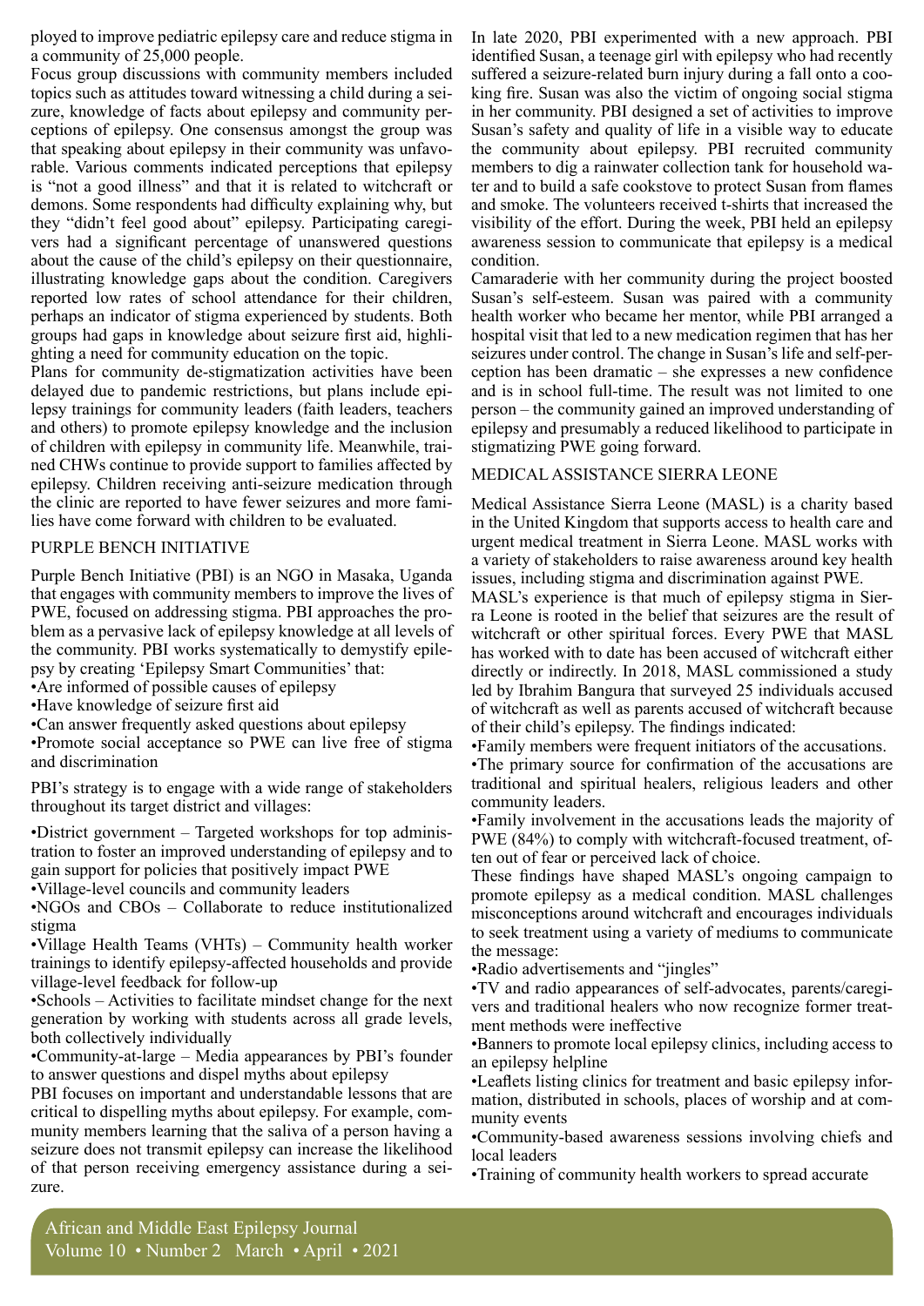ployed to improve pediatric epilepsy care and reduce stigma in a community of 25,000 people.

Focus group discussions with community members included topics such as attitudes toward witnessing a child during a seizure, knowledge of facts about epilepsy and community perceptions of epilepsy. One consensus amongst the group was that speaking about epilepsy in their community was unfavorable. Various comments indicated perceptions that epilepsy is "not a good illness" and that it is related to witchcraft or demons. Some respondents had difficulty explaining why, but they "didn't feel good about" epilepsy. Participating caregivers had a significant percentage of unanswered questions about the cause of the child's epilepsy on their questionnaire, illustrating knowledge gaps about the condition. Caregivers reported low rates of school attendance for their children, perhaps an indicator of stigma experienced by students. Both groups had gaps in knowledge about seizure first aid, highlighting a need for community education on the topic.

Plans for community de-stigmatization activities have been delayed due to pandemic restrictions, but plans include epilepsy trainings for community leaders (faith leaders, teachers and others) to promote epilepsy knowledge and the inclusion of children with epilepsy in community life. Meanwhile, trained CHWs continue to provide support to families affected by epilepsy. Children receiving anti-seizure medication through the clinic are reported to have fewer seizures and more families have come forward with children to be evaluated.

## PURPLE BENCH INITIATIVE

Purple Bench Initiative (PBI) is an NGO in Masaka, Uganda that engages with community members to improve the lives of PWE, focused on addressing stigma. PBI approaches the problem as a pervasive lack of epilepsy knowledge at all levels of the community. PBI works systematically to demystify epilepsy by creating 'Epilepsy Smart Communities' that:

- Are informed of possible causes of epilepsy
- Have knowledge of seizure first aid
- Can answer frequently asked questions about epilepsy
- Promote social acceptance so PWE can live free of stigma and discrimination

PBI's strategy is to engage with a wide range of stakeholders throughout its target district and villages:

- District government – Targeted workshops for top administration to foster an improved understanding of epilepsy and to gain support for policies that positively impact PWE
- Village-level councils and community leaders
- NGOs and CBOs – Collaborate to reduce institutionalized stigma
- Village Health Teams (VHTs) – Community health worker trainings to identify epilepsy-affected households and provide village-level feedback for follow-up
- Schools – Activities to facilitate mindset change for the next generation by working with students across all grade levels, both collectively individually
- Community-at-large – Media appearances by PBI's founder to answer questions and dispel myths about epilepsy

PBI focuses on important and understandable lessons that are critical to dispelling myths about epilepsy. For example, community members learning that the saliva of a person having a seizure does not transmit epilepsy can increase the likelihood of that person receiving emergency assistance during a seizure.

In late 2020, PBI experimented with a new approach. PBI identified Susan, a teenage girl with epilepsy who had recently suffered a seizure-related burn injury during a fall onto a cooking fire. Susan was also the victim of ongoing social stigma in her community. PBI designed a set of activities to improve Susan's safety and quality of life in a visible way to educate the community about epilepsy. PBI recruited community members to dig a rainwater collection tank for household water and to build a safe cookstove to protect Susan from flames and smoke. The volunteers received t-shirts that increased the visibility of the effort. During the week, PBI held an epilepsy awareness session to communicate that epilepsy is a medical condition.

Camaraderie with her community during the project boosted Susan's self-esteem. Susan was paired with a community health worker who became her mentor, while PBI arranged a hospital visit that led to a new medication regimen that has her seizures under control. The change in Susan's life and self-perception has been dramatic – she expresses a new confidence and is in school full-time. The result was not limited to one person – the community gained an improved understanding of epilepsy and presumably a reduced likelihood to participate in stigmatizing PWE going forward.

## MEDICAL ASSISTANCE SIERRA LEONE

Medical Assistance Sierra Leone (MASL) is a charity based in the United Kingdom that supports access to health care and urgent medical treatment in Sierra Leone. MASL works with a variety of stakeholders to raise awareness around key health issues, including stigma and discrimination against PWE.

MASL's experience is that much of epilepsy stigma in Sierra Leone is rooted in the belief that seizures are the result of witchcraft or other spiritual forces. Every PWE that MASL has worked with to date has been accused of witchcraft either directly or indirectly. In 2018, MASL commissioned a study led by Ibrahim Bangura that surveyed 25 individuals accused of witchcraft as well as parents accused of witchcraft because of their child's epilepsy. The findings indicated:

- Family members were frequent initiators of the accusations.
- The primary source for confirmation of the accusations are traditional and spiritual healers, religious leaders and other community leaders.
- Family involvement in the accusations leads the majority of PWE (84%) to comply with witchcraft-focused treatment, often out of fear or perceived lack of choice.

These findings have shaped MASL's ongoing campaign to promote epilepsy as a medical condition. MASL challenges misconceptions around witchcraft and encourages individuals to seek treatment using a variety of mediums to communicate the message:

- Radio advertisements and "jingles"
- TV and radio appearances of self-advocates, parents/caregivers and traditional healers who now recognize former treatment methods were ineffective
- Banners to promote local epilepsy clinics, including access to an epilepsy helpline
- Leaflets listing clinics for treatment and basic epilepsy information, distributed in schools, places of worship and at community events
- Community-based awareness sessions involving chiefs and local leaders
- Training of community health workers to spread accurate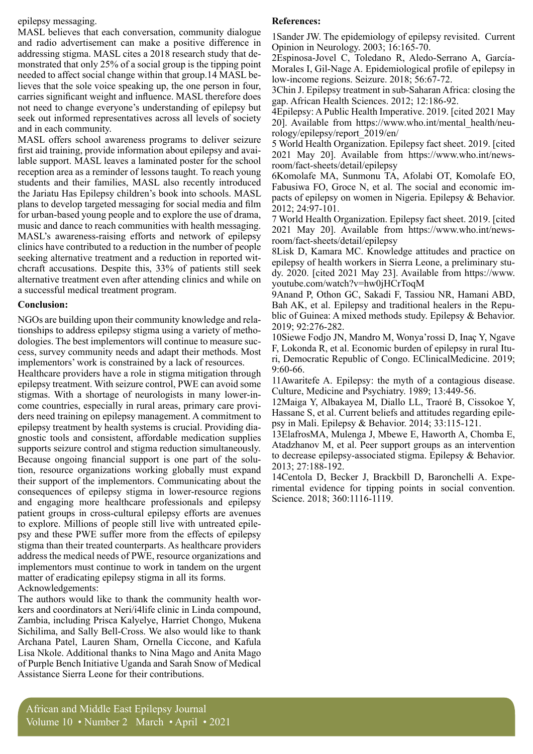epilepsy messaging.

MASL believes that each conversation, community dialogue and radio advertisement can make a positive difference in addressing stigma. MASL cites a 2018 research study that demonstrated that only 25% of a social group is the tipping point needed to affect social change within that group.14 MASL believes that the sole voice speaking up, the one person in four, carries significant weight and influence. MASL therefore does not need to change everyone's understanding of epilepsy but seek out informed representatives across all levels of society and in each community.

MASL offers school awareness programs to deliver seizure first aid training, provide information about epilepsy and available support. MASL leaves a laminated poster for the school reception area as a reminder of lessons taught. To reach young students and their families, MASL also recently introduced the Jariatu Has Epilepsy children's book into schools. MASL plans to develop targeted messaging for social media and film for urban-based young people and to explore the use of drama, music and dance to reach communities with health messaging. MASL's awareness-raising efforts and network of epilepsy clinics have contributed to a reduction in the number of people seeking alternative treatment and a reduction in reported witchcraft accusations. Despite this, 33% of patients still seek alternative treatment even after attending clinics and while on a successful medical treatment program.

## Conclusion:

NGOs are building upon their community knowledge and relationships to address epilepsy stigma using a variety of methodologies. The best implementors will continue to measure success, survey community needs and adapt their methods. Most implementors' work is constrained by a lack of resources.

Healthcare providers have a role in stigma mitigation through epilepsy treatment. With seizure control, PWE can avoid some stigmas. With a shortage of neurologists in many lower-income countries, especially in rural areas, primary care providers need training on epilepsy management. A commitment to epilepsy treatment by health systems is crucial. Providing diagnostic tools and consistent, affordable medication supplies supports seizure control and stigma reduction simultaneously. Because ongoing financial support is one part of the solution, resource organizations working globally must expand their support of the implementors. Communicating about the consequences of epilepsy stigma in lower-resource regions and engaging more healthcare professionals and epilepsy patient groups in cross-cultural epilepsy efforts are avenues to explore. Millions of people still live with untreated epilepsy and these PWE suffer more from the effects of epilepsy stigma than their treated counterparts. As healthcare providers address the medical needs of PWE, resource organizations and implementors must continue to work in tandem on the urgent matter of eradicating epilepsy stigma in all its forms.

Acknowledgements:

The authors would like to thank the community health workers and coordinators at Neri/i4life clinic in Linda compound, Zambia, including Prisca Kalyelye, Harriet Chongo, Mukena Sichilima, and Sally Bell-Cross. We also would like to thank Archana Patel, Lauren Sham, Ornella Ciccone, and Kafula Lisa Nkole. Additional thanks to Nina Mago and Anita Mago of Purple Bench Initiative Uganda and Sarah Snow of Medical Assistance Sierra Leone for their contributions.

## References:

1Sander JW. The epidemiology of epilepsy revisited. Current Opinion in Neurology. 2003; 16:165-70.

2Espinosa-Jovel C, Toledano R, Aledo-Serrano A, García-Morales I, Gil-Nage A. Epidemiological profile of epilepsy in low-income regions. Seizure. 2018; 56:67-72.

3Chin J. Epilepsy treatment in sub-Saharan Africa: closing the gap. African Health Sciences. 2012; 12:186-92.

4Epilepsy: A Public Health Imperative. 2019. [cited 2021 May 20]. Available from https://www.who.int/mental_health/neurology/epilepsy/report_2019/en/

5 World Health Organization. Epilepsy fact sheet. 2019. [cited 2021 May 20]. Available from https://www.who.int/news-room/fact-sheets/detail/epilepsy

6Komolafe MA, Sunmonu TA, Afolabi OT, Komolafe EO, Fabusiwa FO, Groce N, et al. The social and economic impacts of epilepsy on women in Nigeria. Epilepsy & Behavior. 2012; 24:97-101.

7 World Health Organization. Epilepsy fact sheet. 2019. [cited 2021 May 20]. Available from https://www.who.int/news-room/fact-sheets/detail/epilepsy

8Lisk D, Kamara MC. Knowledge attitudes and practice on epilepsy of health workers in Sierra Leone, a preliminary study. 2020. [cited 2021 May 23]. Available from https://www.youtube.com/watch?v=hw0jHCrToqM

9Anand P, Othon GC, Sakadi F, Tassiou NR, Hamani ABD, Bah AK, et al. Epilepsy and traditional healers in the Republic of Guinea: A mixed methods study. Epilepsy & Behavior. 2019; 92:276-282.

10Siewe Fodjo JN, Mandro M, Wonya'rossi D, Inaç Y, Ngave F, Lokonda R, et al. Economic burden of epilepsy in rural Ituri, Democratic Republic of Congo. EClinicalMedicine. 2019; 9:60-66.

11Awaritefe A. Epilepsy: the myth of a contagious disease. Culture, Medicine and Psychiatry. 1989; 13:449-56.

12Maiga Y, Albakayea M, Diallo LL, Traoré B, Cissokoe Y, Hassane S, et al. Current beliefs and attitudes regarding epilepsy in Mali. Epilepsy & Behavior. 2014; 33:115-121.

13ElafrosMA, Mulenga J, Mbewe E, Haworth A, Chomba E, Atadzhanov M, et al. Peer support groups as an intervention to decrease epilepsy-associated stigma. Epilepsy & Behavior. 2013; 27:188-192.

14Centola D, Becker J, Brackbill D, Baronchelli A. Experimental evidence for tipping points in social convention. Science. 2018; 360:1116-1119.